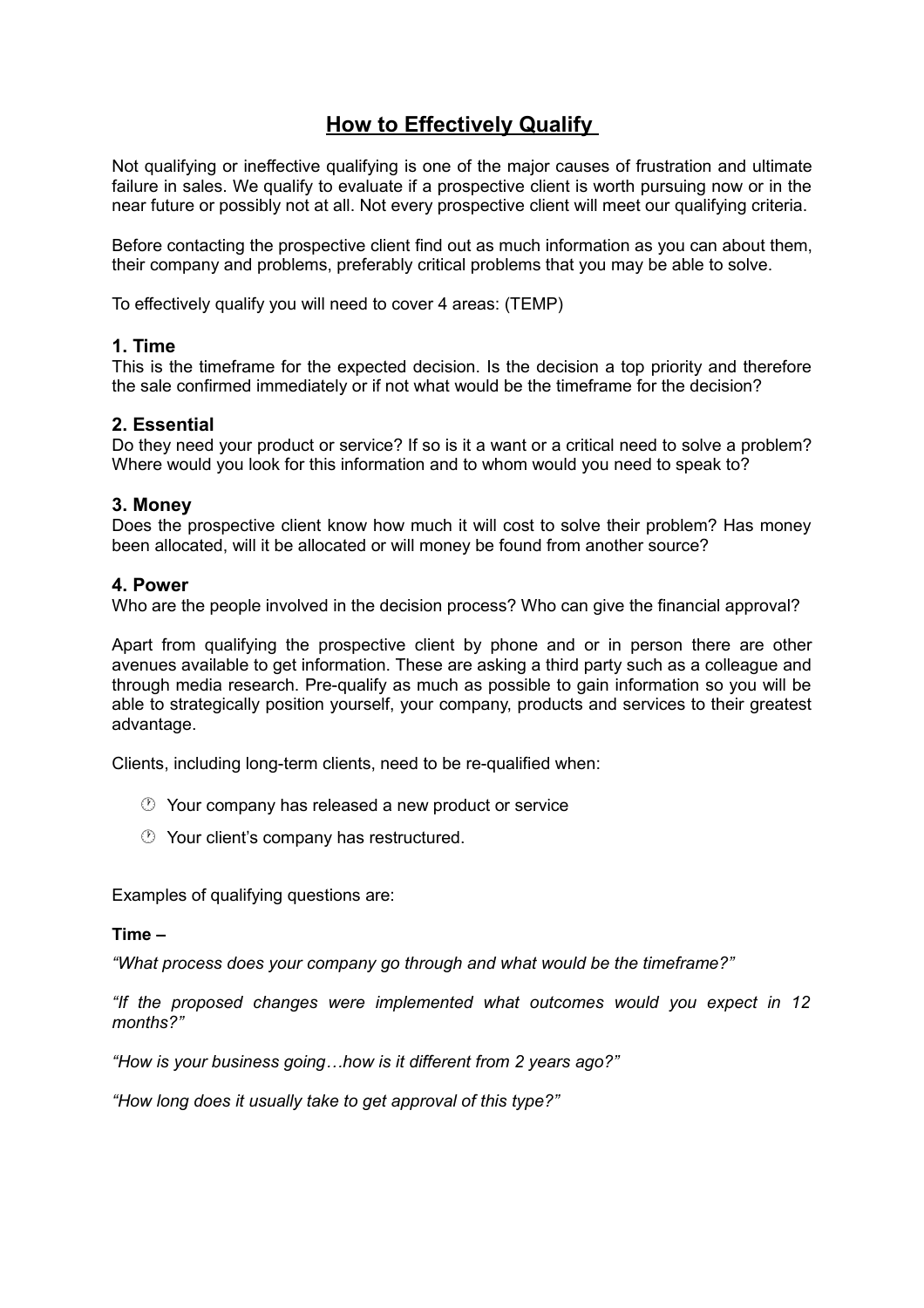# How to Effectively Qualify

Not qualifying or ineffective qualifying is one of the major causes of frustration and ultimate failure in sales. We qualify to evaluate if a prospective client is worth pursuing now or in the near future or possibly not at all. Not every prospective client will meet our qualifying criteria.

Before contacting the prospective client find out as much information as you can about them, their company and problems, preferably critical problems that you may be able to solve.

To effectively qualify you will need to cover 4 areas: (TEMP)

### 1. Time

This is the timeframe for the expected decision. Is the decision a top priority and therefore the sale confirmed immediately or if not what would be the timeframe for the decision?

### 2. Essential

Do they need your product or service? If so is it a want or a critical need to solve a problem? Where would you look for this information and to whom would you need to speak to?

### 3. Money

Does the prospective client know how much it will cost to solve their problem? Has money been allocated, will it be allocated or will money be found from another source?

### 4. Power

Who are the people involved in the decision process? Who can give the financial approval?

Apart from qualifying the prospective client by phone and or in person there are other avenues available to get information. These are asking a third party such as a colleague and through media research. Pre-qualify as much as possible to gain information so you will be able to strategically position yourself, your company, products and services to their greatest advantage.

Clients, including long-term clients, need to be re-qualified when:

- Your company has released a new product or service
- Your client's company has restructured.

Examples of qualifying questions are:

**Time –**

*"What process does your company go through and what would be the timeframe?"*

*"If the proposed changes were implemented what outcomes would you expect in 12 months?"*

*"How is your business going…how is it different from 2 years ago?"*

*"How long does it usually take to get approval of this type?"*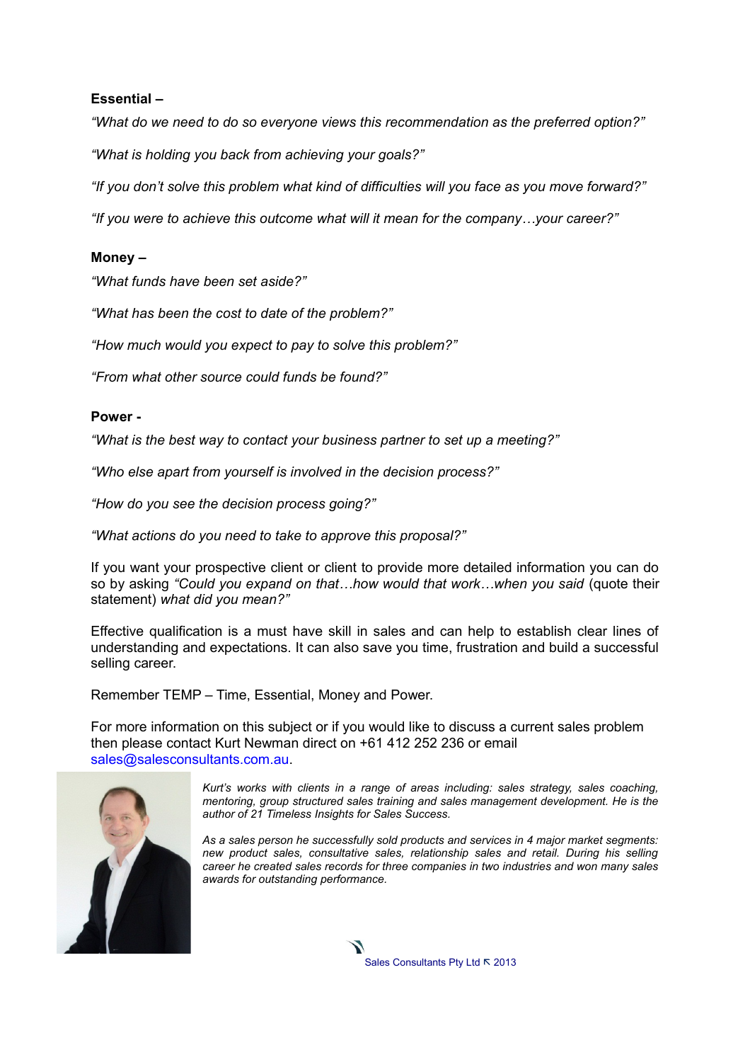**Essential –**

*“What do we need to do so everyone views this recommendation as the preferred option?”*

*“What is holding you back from achieving your goals?”*

*“If you don’t solve this problem what kind of difficulties will you face as you move forward?”*

*“If you were to achieve this outcome what will it mean for the company…your career?”*

**Money –**

*“What funds have been set aside?”*

*“What has been the cost to date of the problem?”*

*“How much would you expect to pay to solve this problem?”*

*“From what other source could funds be found?”*

**Power -**

*“What is the best way to contact your business partner to set up a meeting?”*

*“Who else apart from yourself is involved in the decision process?”*

*“How do you see the decision process going?”*

*“What actions do you need to take to approve this proposal?”*

If you want your prospective client or client to provide more detailed information you can do so by asking *“Could you expand on that…how would that work…when you said* (quote their statement) *what did you mean?”*

Effective qualification is a must have skill in sales and can help to establish clear lines of understanding and expectations. It can also save you time, frustration and build a successful selling career.

Remember TEMP – Time, Essential, Money and Power.

For more information on this subject or if you would like to discuss a current sales problem then please contact Kurt Newman direct on +61 412 252 236 or email sales@salesconsultants.com.au.

*Kurt’s works with clients in a range of areas including: sales strategy, sales coaching, mentoring, group structured sales training and sales management development. He is the author of 21 Timeless Insights for Sales Success.*

*As a sales person he successfully sold products and services in 4 major market segments: new product sales, consultative sales, relationship sales and retail. During his selling career he created sales records for three companies in two industries and won many sales awards for outstanding performance.*

Sales Consultants Pty Ltd © 2013